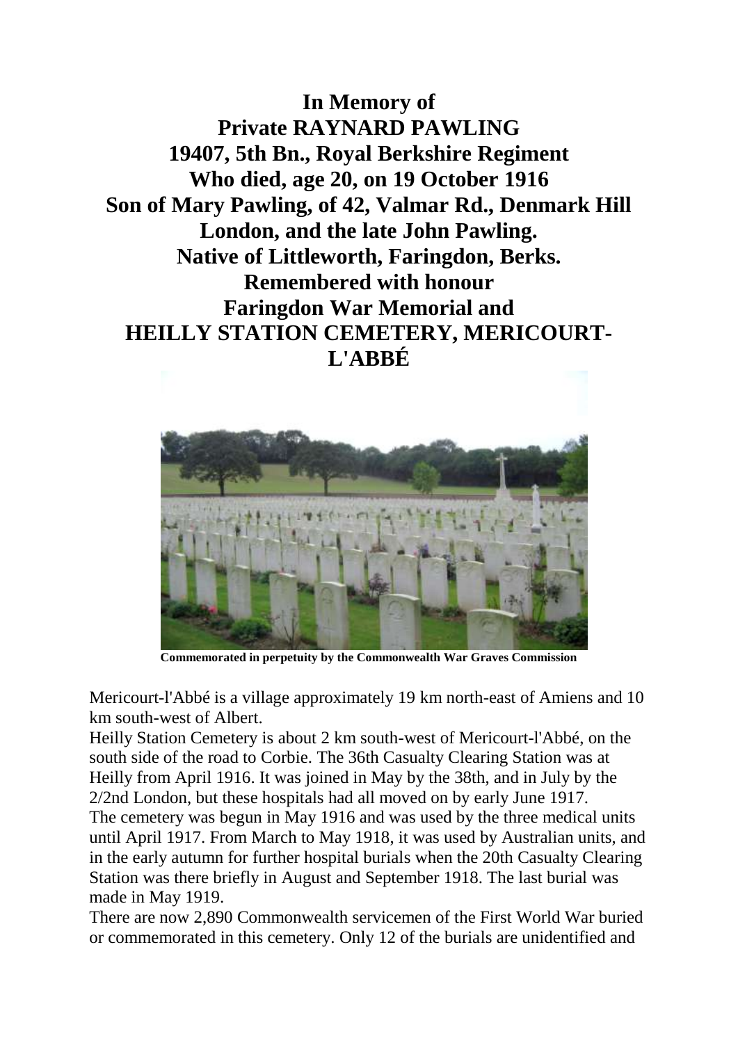**In Memory of**
**Private RAYNARD PAWLING**
**19407, 5th Bn., Royal Berkshire Regiment**
**Who died, age 20, on 19 October 1916**
**Son of Mary Pawling, of 42, Valmar Rd., Denmark Hill**
**London, and the late John Pawling.**
**Native of Littleworth, Faringdon, Berks.**
**Remembered with honour**
**Faringdon War Memorial and**
**HEILLY STATION CEMETERY, MERICOURT-L'ABBÉ**

**Commemorated in perpetuity by the Commonwealth War Graves Commission**

Mericourt-l'Abbé is a village approximately 19 km north-east of Amiens and 10 km south-west of Albert.
Heilly Station Cemetery is about 2 km south-west of Mericourt-l'Abbé, on the south side of the road to Corbie. The 36th Casualty Clearing Station was at Heilly from April 1916. It was joined in May by the 38th, and in July by the 2/2nd London, but these hospitals had all moved on by early June 1917.
The cemetery was begun in May 1916 and was used by the three medical units until April 1917. From March to May 1918, it was used by Australian units, and in the early autumn for further hospital burials when the 20th Casualty Clearing Station was there briefly in August and September 1918. The last burial was made in May 1919.
There are now 2,890 Commonwealth servicemen of the First World War buried or commemorated in this cemetery. Only 12 of the burials are unidentified and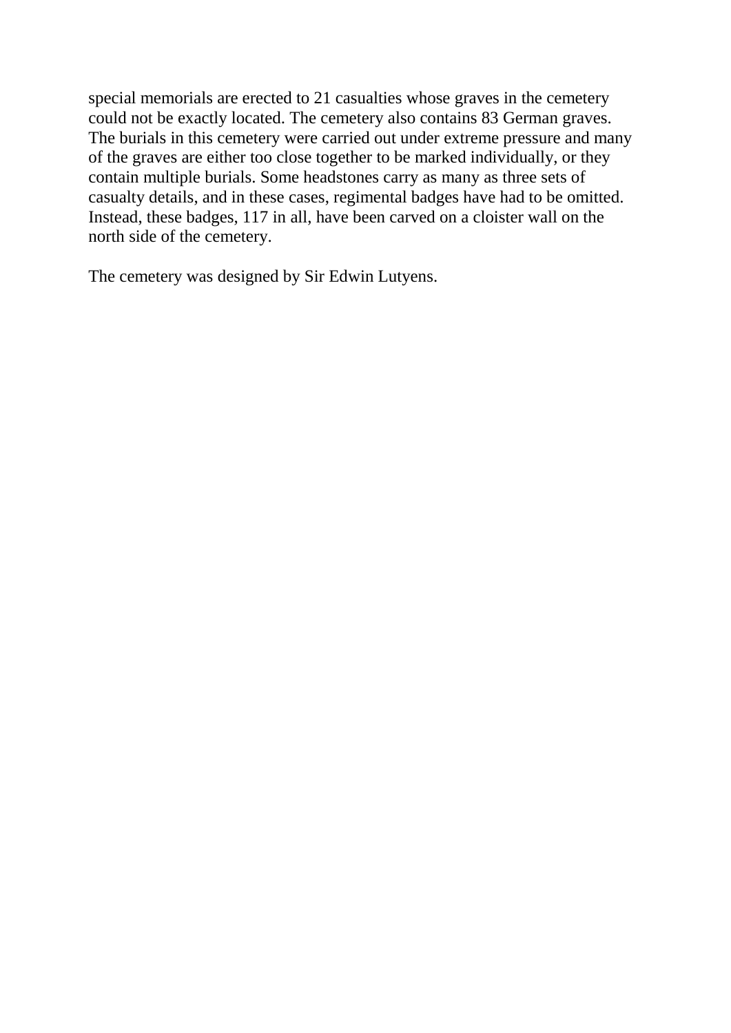special memorials are erected to 21 casualties whose graves in the cemetery could not be exactly located. The cemetery also contains 83 German graves. The burials in this cemetery were carried out under extreme pressure and many of the graves are either too close together to be marked individually, or they contain multiple burials. Some headstones carry as many as three sets of casualty details, and in these cases, regimental badges have had to be omitted. Instead, these badges, 117 in all, have been carved on a cloister wall on the north side of the cemetery.

The cemetery was designed by Sir Edwin Lutyens.